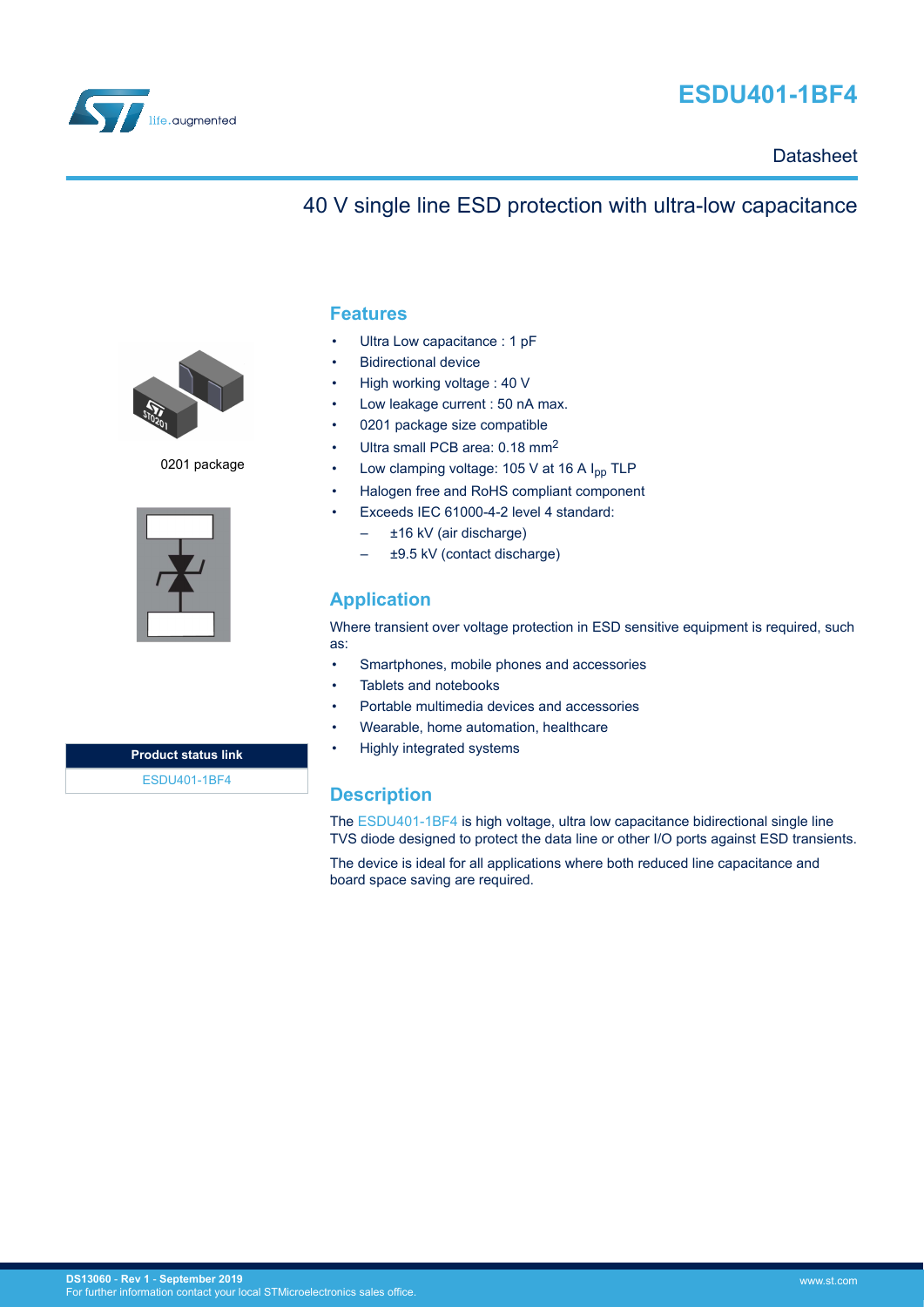# ESDU401-1BF4

Datasheet

## 40 V single line ESD protection with ultra-low capacitance

0201 package

| Product status link |
| --- |
| ESDU401-1BF4 |

## Features

- Ultra Low capacitance : 1 pF
- Bidirectional device
- High working voltage : 40 V
- Low leakage current : 50 nA max.
- 0201 package size compatible
- Ultra small PCB area: 0.18 $mm^2$
- Low clamping voltage: 105 V at 16 A $I_{pp}$ TLP
- Halogen free and RoHS compliant component
- Exceeds IEC 61000-4-2 level 4 standard:
  - ±16 kV (air discharge)
  - ±9.5 kV (contact discharge)

## Application

Where transient over voltage protection in ESD sensitive equipment is required, such as:

- Smartphones, mobile phones and accessories
- Tablets and notebooks
- Portable multimedia devices and accessories
- Wearable, home automation, healthcare
- Highly integrated systems

## Description

The ESDU401-1BF4 is high voltage, ultra low capacitance bidirectional single line TVS diode designed to protect the data line or other I/O ports against ESD transients.

The device is ideal for all applications where both reduced line capacitance and board space saving are required.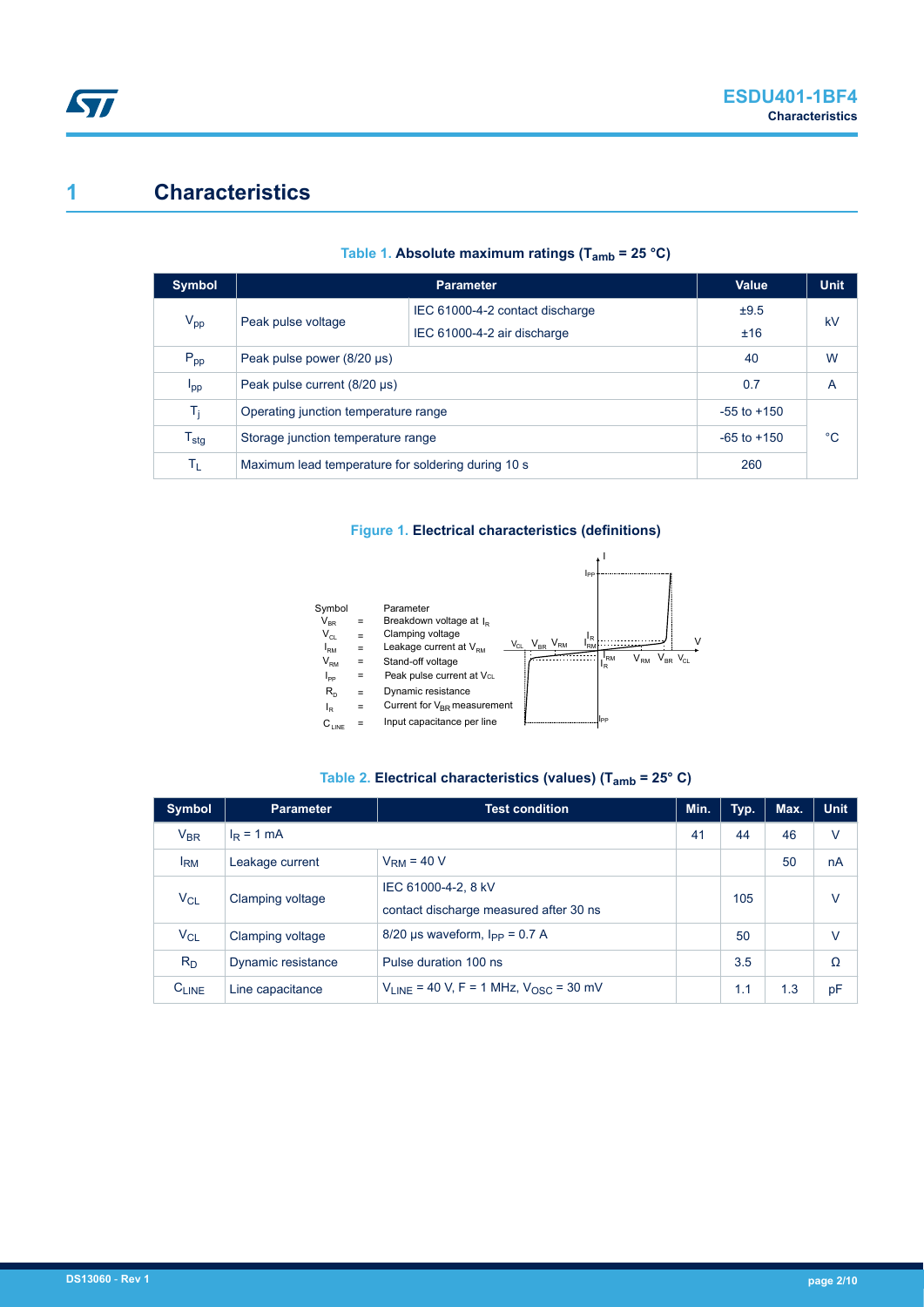# 1 Characteristics

**Table 1. Absolute maximum ratings ($T_{amb}$ = 25 °C)**

| Symbol | Parameter | | Value | Unit |
|---|---|---|---|---|
| $V_{pp}$ | Peak pulse voltage | IEC 61000-4-2 contact discharge | ±9.5 | kV |
| | | IEC 61000-4-2 air discharge | ±16 | |
| $P_{pp}$ | Peak pulse power (8/20 µs) | | 40 | W |
| $I_{pp}$ | Peak pulse current (8/20 µs) | | 0.7 | A |
| $T_j$ | Operating junction temperature range | | -55 to +150 | °C |
| $T_{stg}$ | Storage junction temperature range | | -65 to +150 | |
| $T_L$ | Maximum lead temperature for soldering during 10 s | | 260 | |

**Figure 1. Electrical characteristics (definitions)**

| Symbol | | Parameter |
|---|---|---|
| $V_{BR}$ | = | Breakdown voltage at $I_R$ |
| $V_{CL}$ | = | Clamping voltage |
| $I_{RM}$ | = | Leakage current at $V_{RM}$ |
| $V_{RM}$ | = | Stand-off voltage |
| $I_{PP}$ | = | Peak pulse current at $V_{CL}$ |
| $R_D$ | = | Dynamic resistance |
| $I_R$ | = | Current for $V_{BR}$ measurement |
| $C_{LINE}$ | = | Input capacitance per line |

**Table 2. Electrical characteristics (values) ($T_{amb}$ = 25° C)**

| Symbol | Parameter | Test condition | Min. | Typ. | Max. | Unit |
|---|---|---|---|---|---|---|
| $V_{BR}$ | $I_R$ = 1 mA | | 41 | 44 | 46 | V |
| $I_{RM}$ | Leakage current | $V_{RM}$ = 40 V | | | 50 | nA |
| $V_{CL}$ | Clamping voltage | IEC 61000-4-2, 8 kV contact discharge measured after 30 ns | | 105 | | V |
| $V_{CL}$ | Clamping voltage | 8/20 µs waveform, $I_{PP}$ = 0.7 A | | 50 | | V |
| $R_D$ | Dynamic resistance | Pulse duration 100 ns | | 3.5 | | Ω |
| $C_{LINE}$ | Line capacitance | $V_{LINE}$ = 40 V, F = 1 MHz, $V_{OSC}$ = 30 mV | | 1.1 | 1.3 | pF |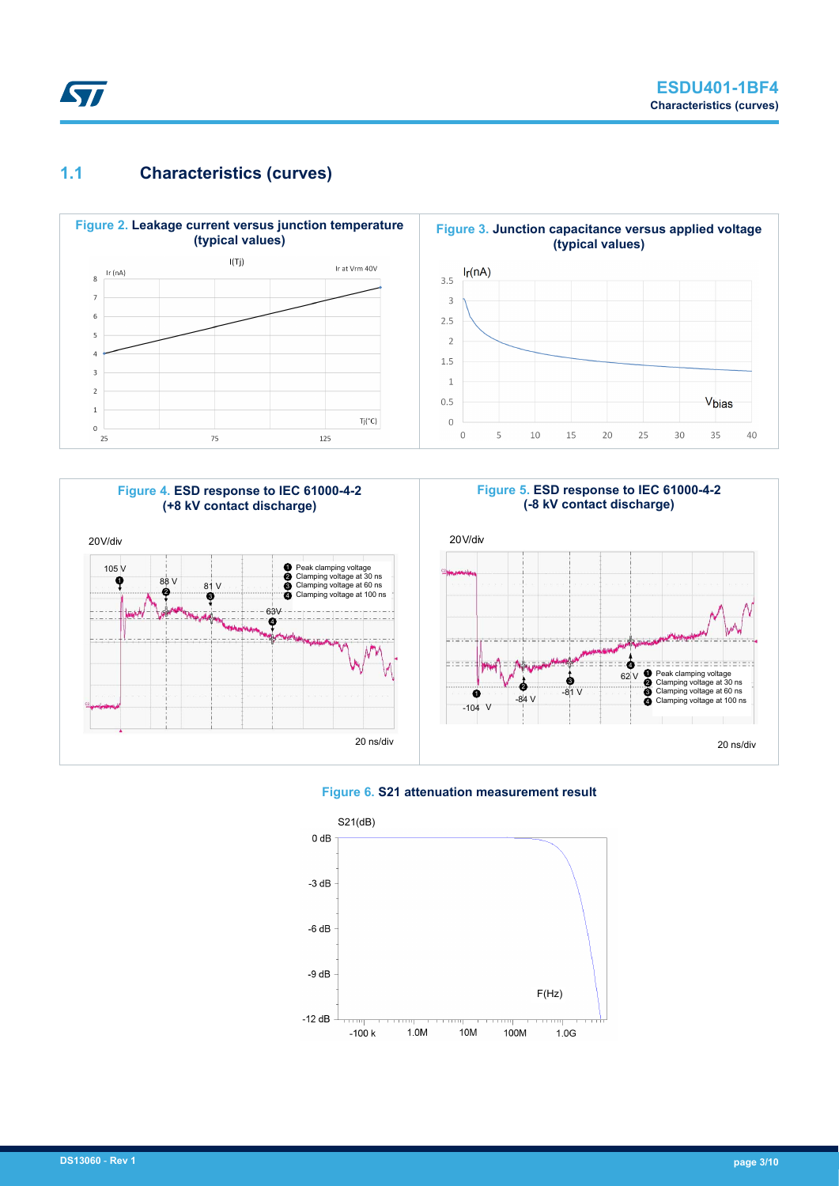## 1.1 Characteristics (curves)

**Figure 2.** Leakage current versus junction temperature (typical values)

I(Tj)

Ir (nA)

Ir at Vrm 40V

Tj(°C)

**Figure 3.** Junction capacitance versus applied voltage (typical values)

Ir(nA)

Vbias

**Figure 4.** ESD response to IEC 61000-4-2 (+8 kV contact discharge)

20V/div

105 V, 88 V, 81 V, 63V

1. Peak clamping voltage
2. Clamping voltage at 30 ns
3. Clamping voltage at 60 ns
4. Clamping voltage at 100 ns

20 ns/div

**Figure 5.** ESD response to IEC 61000-4-2 (-8 kV contact discharge)

20V/div

-104 V, -84 V, -81 V, 62 V

1. Peak clamping voltage
2. Clamping voltage at 30 ns
3. Clamping voltage at 60 ns
4. Clamping voltage at 100 ns

20 ns/div

**Figure 6.** S21 attenuation measurement result

S21(dB)

F(Hz)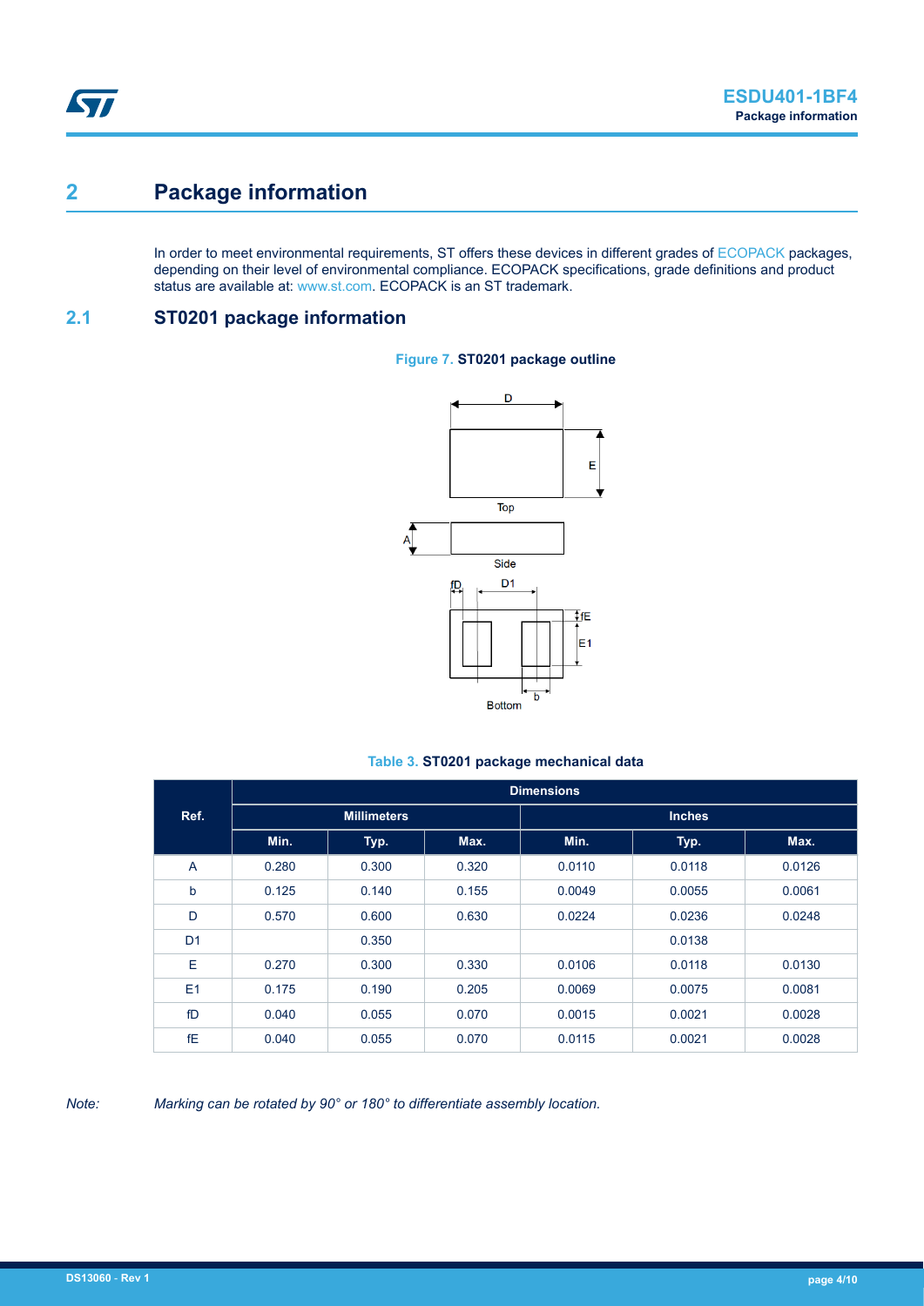# 2 Package information

In order to meet environmental requirements, ST offers these devices in different grades of ECOPACK packages, depending on their level of environmental compliance. ECOPACK specifications, grade definitions and product status are available at: www.st.com. ECOPACK is an ST trademark.

## 2.1 ST0201 package information

**Figure 7. ST0201 package outline**

**Table 3. ST0201 package mechanical data**

| Ref. | Dimensions | | | | | |
|---|---|---|---|---|---|---|
| | Millimeters | | | Inches | | |
| | Min. | Typ. | Max. | Min. | Typ. | Max. |
| A | 0.280 | 0.300 | 0.320 | 0.0110 | 0.0118 | 0.0126 |
| b | 0.125 | 0.140 | 0.155 | 0.0049 | 0.0055 | 0.0061 |
| D | 0.570 | 0.600 | 0.630 | 0.0224 | 0.0236 | 0.0248 |
| D1 | | 0.350 | | | 0.0138 | |
| E | 0.270 | 0.300 | 0.330 | 0.0106 | 0.0118 | 0.0130 |
| E1 | 0.175 | 0.190 | 0.205 | 0.0069 | 0.0075 | 0.0081 |
| fD | 0.040 | 0.055 | 0.070 | 0.0015 | 0.0021 | 0.0028 |
| fE | 0.040 | 0.055 | 0.070 | 0.0115 | 0.0021 | 0.0028 |

*Note: Marking can be rotated by 90° or 180° to differentiate assembly location.*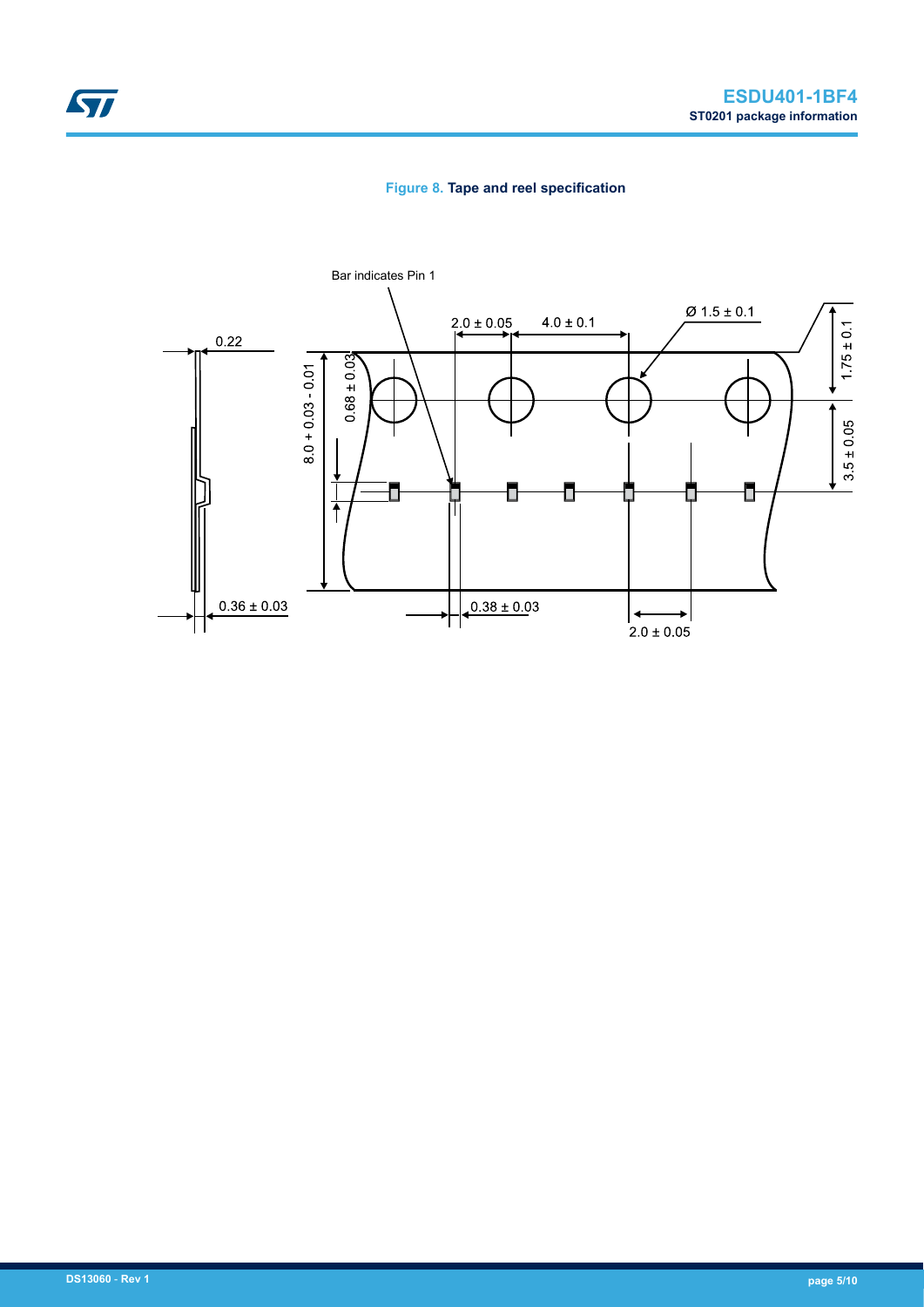Figure 8. Tape and reel specification

Bar indicates Pin 1

0.22

0.36 ± 0.03

8.0 + 0.03 - 0.01

0.68 ± 0.03

2.0 ± 0.05

4.0 ± 0.1

Ø 1.5 ± 0.1

1.75 ± 0.1

3.5 ± 0.05

0.38 ± 0.03

2.0 ± 0.05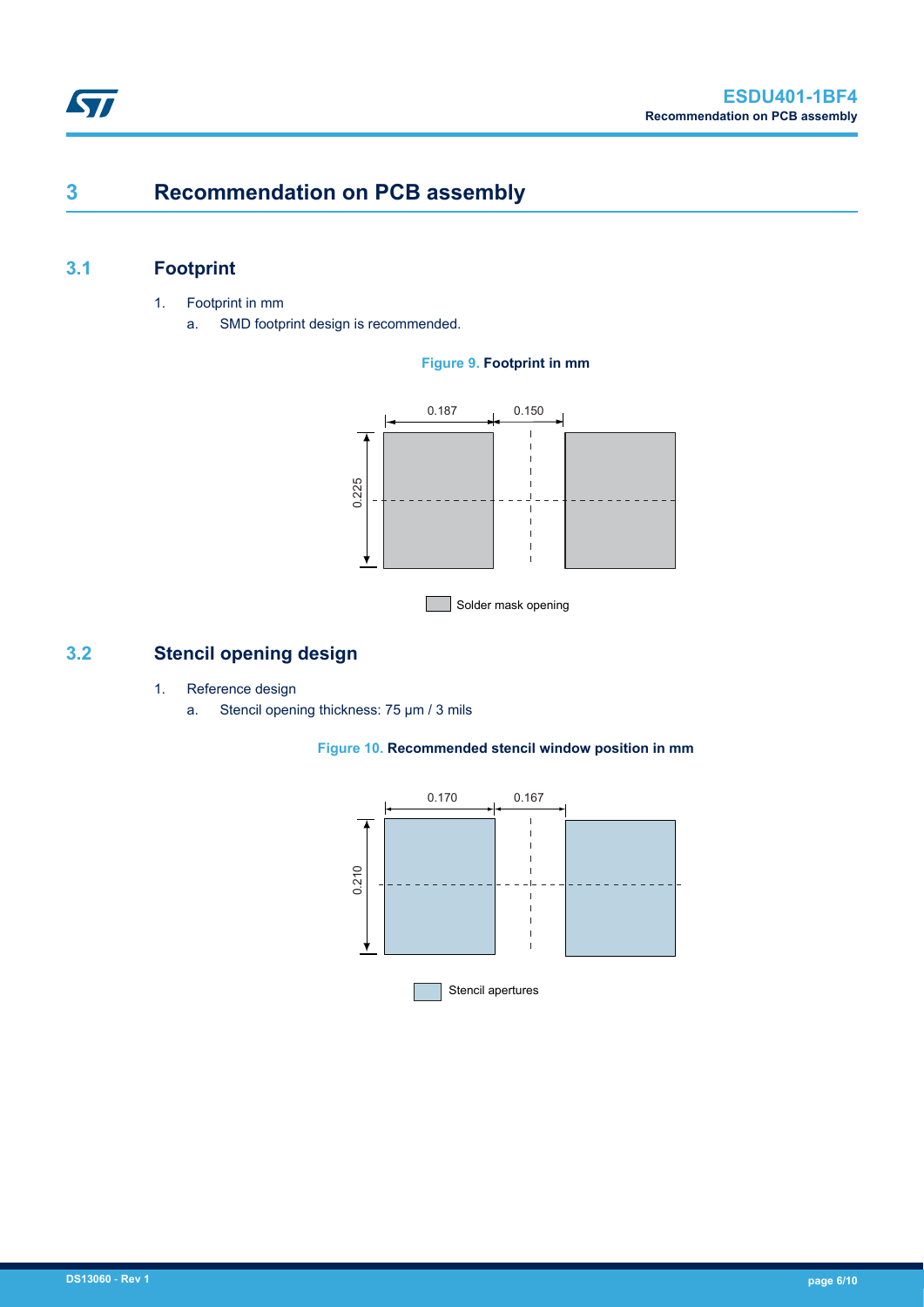# 3 Recommendation on PCB assembly

## 3.1 Footprint

1. Footprint in mm
   a. SMD footprint design is recommended.

**Figure 9.** Footprint in mm

0.187

0.150

0.225

Solder mask opening

## 3.2 Stencil opening design

1. Reference design
   a. Stencil opening thickness: 75 µm / 3 mils

**Figure 10.** Recommended stencil window position in mm

0.170

0.167

0.210

Stencil apertures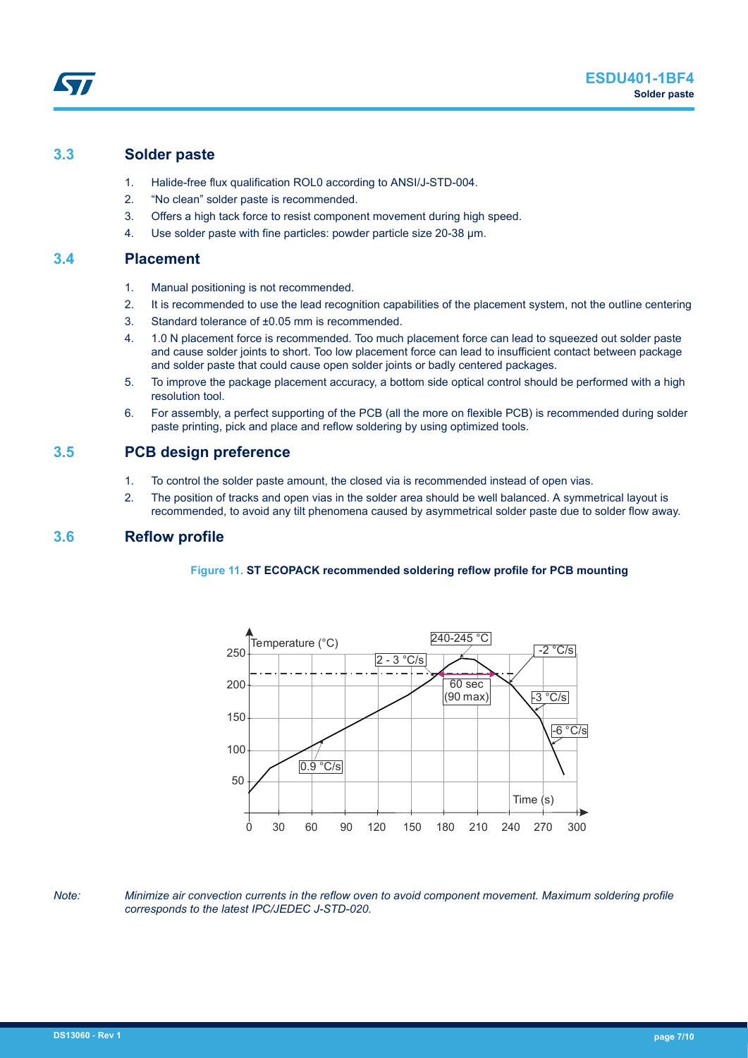## 3.3 Solder paste

1. Halide-free flux qualification ROL0 according to ANSI/J-STD-004.
2. “No clean” solder paste is recommended.
3. Offers a high tack force to resist component movement during high speed.
4. Use solder paste with fine particles: powder particle size 20-38 µm.

## 3.4 Placement

1. Manual positioning is not recommended.
2. It is recommended to use the lead recognition capabilities of the placement system, not the outline centering
3. Standard tolerance of ±0.05 mm is recommended.
4. 1.0 N placement force is recommended. Too much placement force can lead to squeezed out solder paste and cause solder joints to short. Too low placement force can lead to insufficient contact between package and solder paste that could cause open solder joints or badly centered packages.
5. To improve the package placement accuracy, a bottom side optical control should be performed with a high resolution tool.
6. For assembly, a perfect supporting of the PCB (all the more on flexible PCB) is recommended during solder paste printing, pick and place and reflow soldering by using optimized tools.

## 3.5 PCB design preference

1. To control the solder paste amount, the closed via is recommended instead of open vias.
2. The position of tracks and open vias in the solder area should be well balanced. A symmetrical layout is recommended, to avoid any tilt phenomena caused by asymmetrical solder paste due to solder flow away.

## 3.6 Reflow profile

**Figure 11. ST ECOPACK recommended soldering reflow profile for PCB mounting**

*Note: Minimize air convection currents in the reflow oven to avoid component movement. Maximum soldering profile corresponds to the latest IPC/JEDEC J-STD-020.*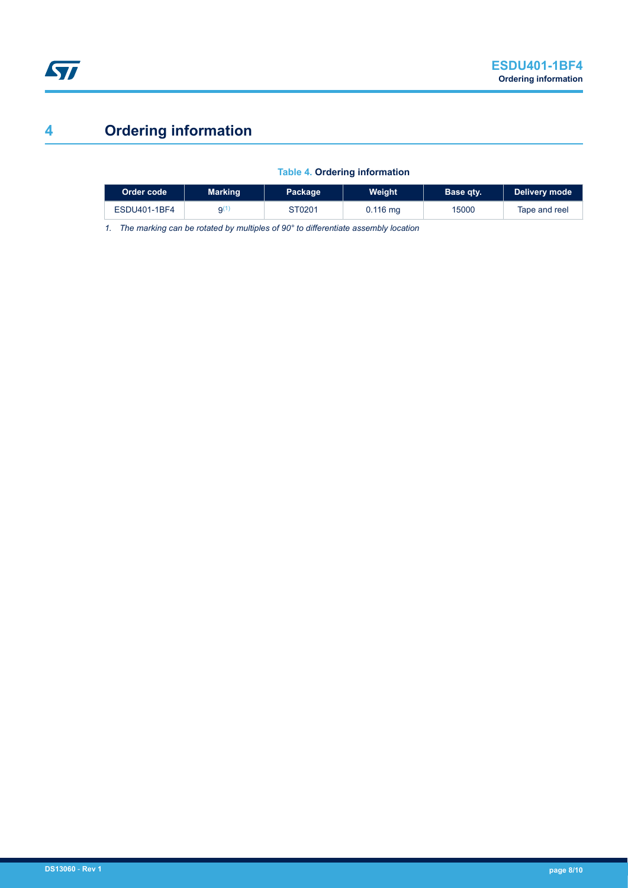# 4 Ordering information

**Table 4. Ordering information**

| Order code | Marking | Package | Weight | Base qty. | Delivery mode |
|---|---|---|---|---|---|
| ESDU401-1BF4 | 9[(1)] | ST0201 | 0.116 mg | 15000 | Tape and reel |

*1. The marking can be rotated by multiples of 90° to differentiate assembly location*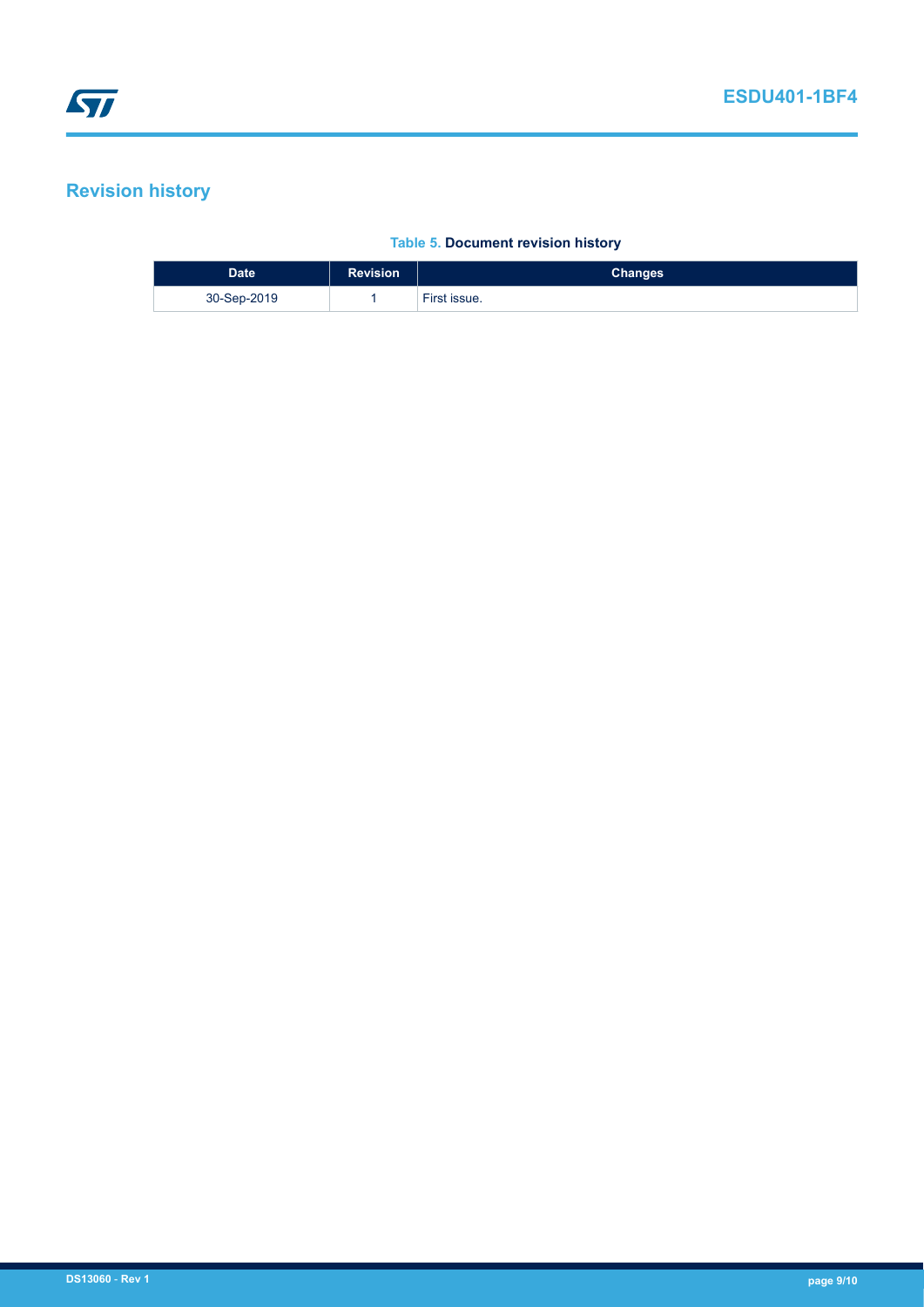## Revision history

**Table 5. Document revision history**

| Date | Revision | Changes |
| --- | --- | --- |
| 30-Sep-2019 | 1 | First issue. |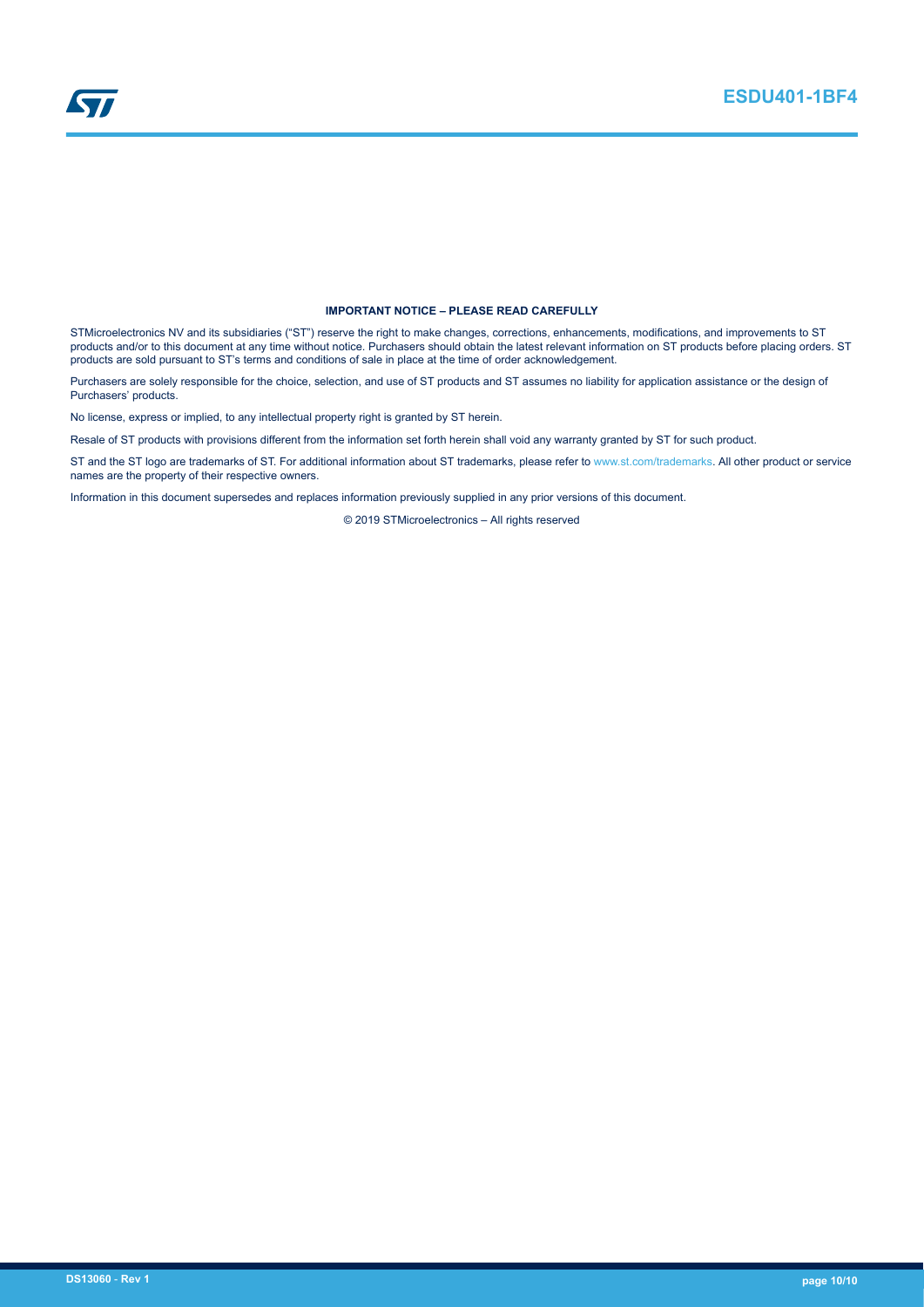**IMPORTANT NOTICE – PLEASE READ CAREFULLY**

STMicroelectronics NV and its subsidiaries (“ST”) reserve the right to make changes, corrections, enhancements, modifications, and improvements to ST products and/or to this document at any time without notice. Purchasers should obtain the latest relevant information on ST products before placing orders. ST products are sold pursuant to ST’s terms and conditions of sale in place at the time of order acknowledgement.

Purchasers are solely responsible for the choice, selection, and use of ST products and ST assumes no liability for application assistance or the design of Purchasers’ products.

No license, express or implied, to any intellectual property right is granted by ST herein.

Resale of ST products with provisions different from the information set forth herein shall void any warranty granted by ST for such product.

ST and the ST logo are trademarks of ST. For additional information about ST trademarks, please refer to www.st.com/trademarks. All other product or service names are the property of their respective owners.

Information in this document supersedes and replaces information previously supplied in any prior versions of this document.

© 2019 STMicroelectronics – All rights reserved